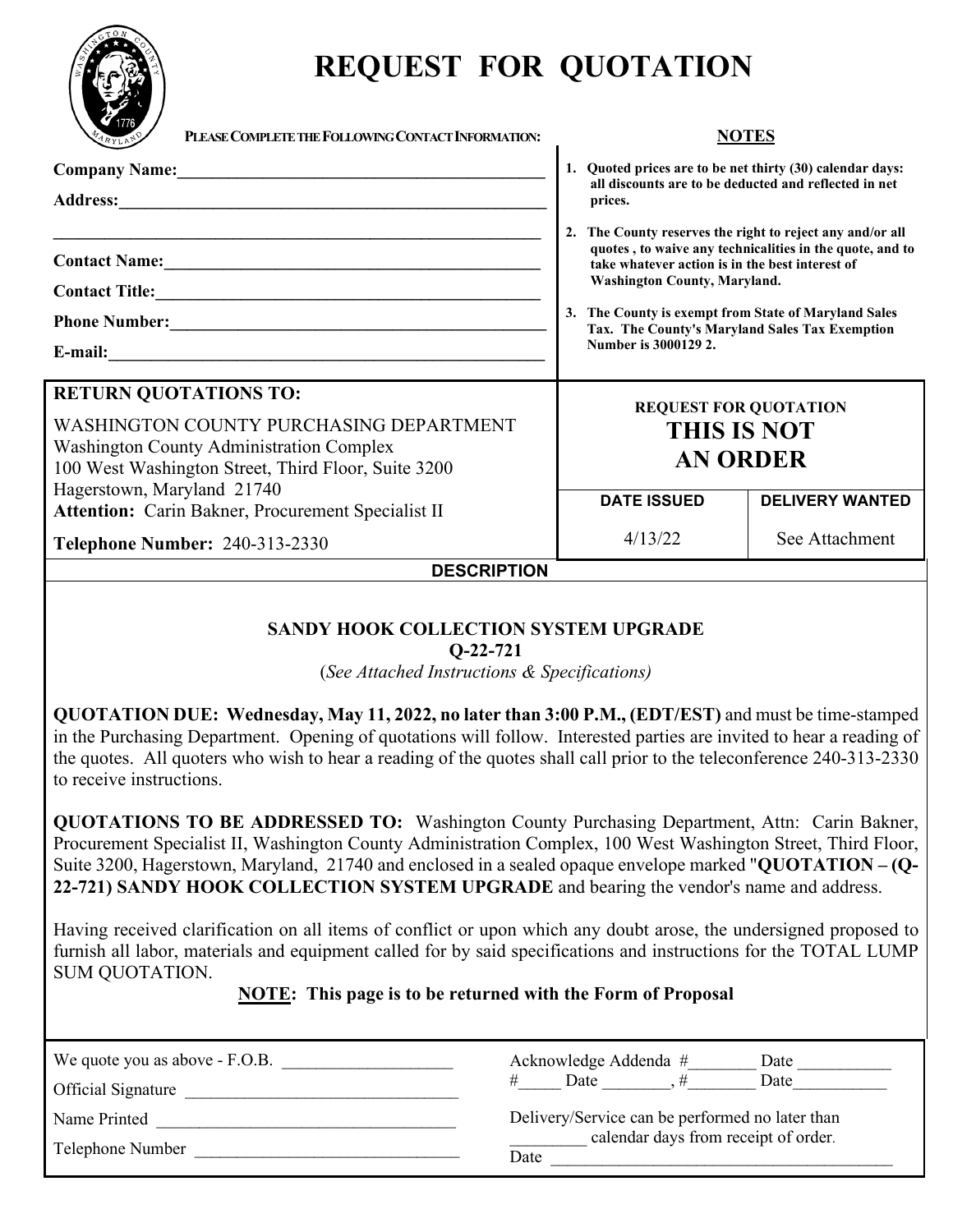# REQUEST FOR QUOTATION

**PLEASE COMPLETE THE FOLLOWING CONTACT INFORMATION:**

**Company Name:**______________________________________________

**Address:**____________________________________________________

________________________________________________________________

**Contact Name:**______________________________________________

**Contact Title:**______________________________________________

**Phone Number:**______________________________________________

**E-mail:**_____________________________________________________

**NOTES**

1. **Quoted prices are to be net thirty (30) calendar days: all discounts are to be deducted and reflected in net prices.**
2. **The County reserves the right to reject any and/or all quotes , to waive any technicalities in the quote, and to take whatever action is in the best interest of Washington County, Maryland.**
3. **The County is exempt from State of Maryland Sales Tax. The County's Maryland Sales Tax Exemption Number is 3000129 2.**

**RETURN QUOTATIONS TO:**

WASHINGTON COUNTY PURCHASING DEPARTMENT
Washington County Administration Complex
100 West Washington Street, Third Floor, Suite 3200
Hagerstown, Maryland 21740
**Attention:** Carin Bakner, Procurement Specialist II

**Telephone Number:** 240-313-2330

**REQUEST FOR QUOTATION**
**THIS IS NOT AN ORDER**

| DATE ISSUED | DELIVERY WANTED |
|---|---|
| 4/13/22 | See Attachment |

**DESCRIPTION**

**SANDY HOOK COLLECTION SYSTEM UPGRADE**
**Q-22-721**
(*See Attached Instructions & Specifications)*

**QUOTATION DUE: Wednesday, May 11, 2022, no later than 3:00 P.M., (EDT/EST)** and must be time-stamped in the Purchasing Department. Opening of quotations will follow. Interested parties are invited to hear a reading of the quotes. All quoters who wish to hear a reading of the quotes shall call prior to the teleconference 240-313-2330 to receive instructions.

**QUOTATIONS TO BE ADDRESSED TO:** Washington County Purchasing Department, Attn: Carin Bakner, Procurement Specialist II, Washington County Administration Complex, 100 West Washington Street, Third Floor, Suite 3200, Hagerstown, Maryland, 21740 and enclosed in a sealed opaque envelope marked "**QUOTATION – (Q-22-721) SANDY HOOK COLLECTION SYSTEM UPGRADE** and bearing the vendor's name and address.

Having received clarification on all items of conflict or upon which any doubt arose, the undersigned proposed to furnish all labor, materials and equipment called for by said specifications and instructions for the TOTAL LUMP SUM QUOTATION.

**NOTE: This page is to be returned with the Form of Proposal**

We quote you as above - F.O.B. ____________________

Official Signature ________________________________

Name Printed ____________________________________

Telephone Number ________________________________

Acknowledge Addenda #________ Date ___________
#_____ Date ________, #________ Date___________

Delivery/Service can be performed no later than _________ calendar days from receipt of order.

Date __________________________________________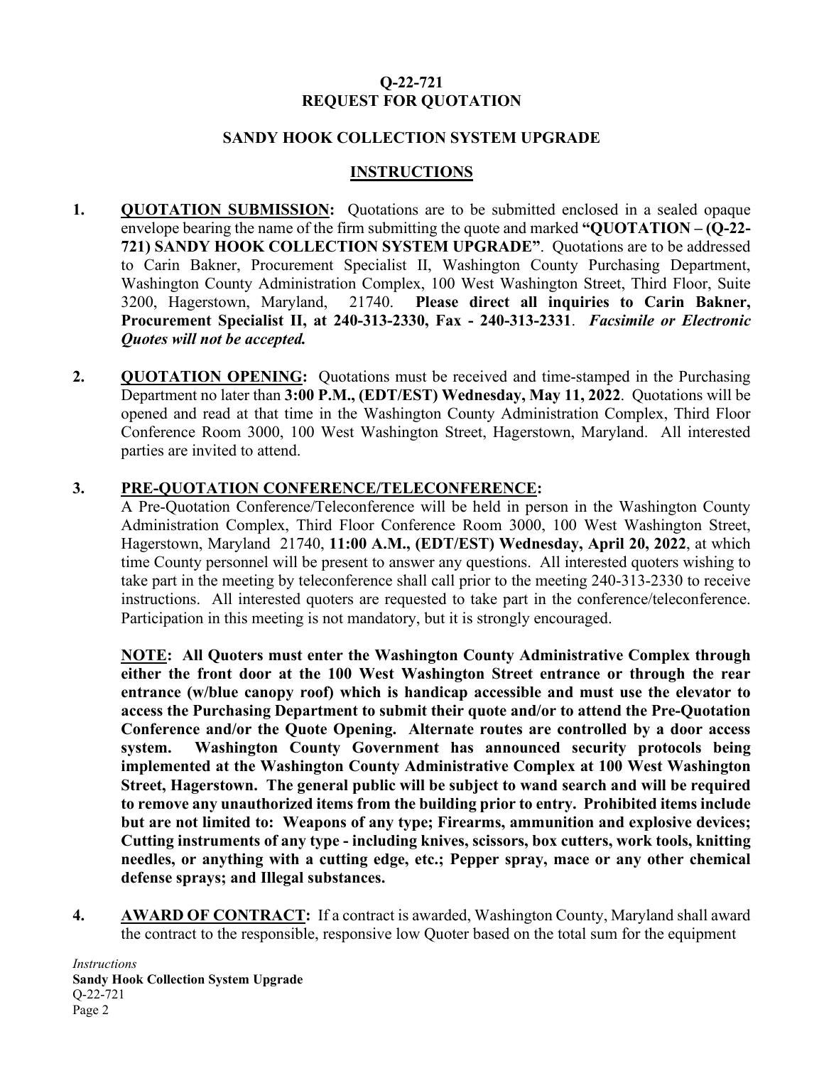**Q-22-721**
**REQUEST FOR QUOTATION**

**SANDY HOOK COLLECTION SYSTEM UPGRADE**

**INSTRUCTIONS**

1. **QUOTATION SUBMISSION:** Quotations are to be submitted enclosed in a sealed opaque envelope bearing the name of the firm submitting the quote and marked **"QUOTATION – (Q-22-721) SANDY HOOK COLLECTION SYSTEM UPGRADE"**. Quotations are to be addressed to Carin Bakner, Procurement Specialist II, Washington County Purchasing Department, Washington County Administration Complex, 100 West Washington Street, Third Floor, Suite 3200, Hagerstown, Maryland, 21740. **Please direct all inquiries to Carin Bakner, Procurement Specialist II, at 240-313-2330, Fax - 240-313-2331**. ***Facsimile or Electronic Quotes will not be accepted.***

2. **QUOTATION OPENING:** Quotations must be received and time-stamped in the Purchasing Department no later than **3:00 P.M., (EDT/EST) Wednesday, May 11, 2022**. Quotations will be opened and read at that time in the Washington County Administration Complex, Third Floor Conference Room 3000, 100 West Washington Street, Hagerstown, Maryland. All interested parties are invited to attend.

3. **PRE-QUOTATION CONFERENCE/TELECONFERENCE:**
   A Pre-Quotation Conference/Teleconference will be held in person in the Washington County Administration Complex, Third Floor Conference Room 3000, 100 West Washington Street, Hagerstown, Maryland 21740, **11:00 A.M., (EDT/EST) Wednesday, April 20, 2022**, at which time County personnel will be present to answer any questions. All interested quoters wishing to take part in the meeting by teleconference shall call prior to the meeting 240-313-2330 to receive instructions. All interested quoters are requested to take part in the conference/teleconference. Participation in this meeting is not mandatory, but it is strongly encouraged.

   **NOTE: All Quoters must enter the Washington County Administrative Complex through either the front door at the 100 West Washington Street entrance or through the rear entrance (w/blue canopy roof) which is handicap accessible and must use the elevator to access the Purchasing Department to submit their quote and/or to attend the Pre-Quotation Conference and/or the Quote Opening. Alternate routes are controlled by a door access system. Washington County Government has announced security protocols being implemented at the Washington County Administrative Complex at 100 West Washington Street, Hagerstown. The general public will be subject to wand search and will be required to remove any unauthorized items from the building prior to entry. Prohibited items include but are not limited to: Weapons of any type; Firearms, ammunition and explosive devices; Cutting instruments of any type - including knives, scissors, box cutters, work tools, knitting needles, or anything with a cutting edge, etc.; Pepper spray, mace or any other chemical defense sprays; and Illegal substances.**

4. **AWARD OF CONTRACT:** If a contract is awarded, Washington County, Maryland shall award the contract to the responsible, responsive low Quoter based on the total sum for the equipment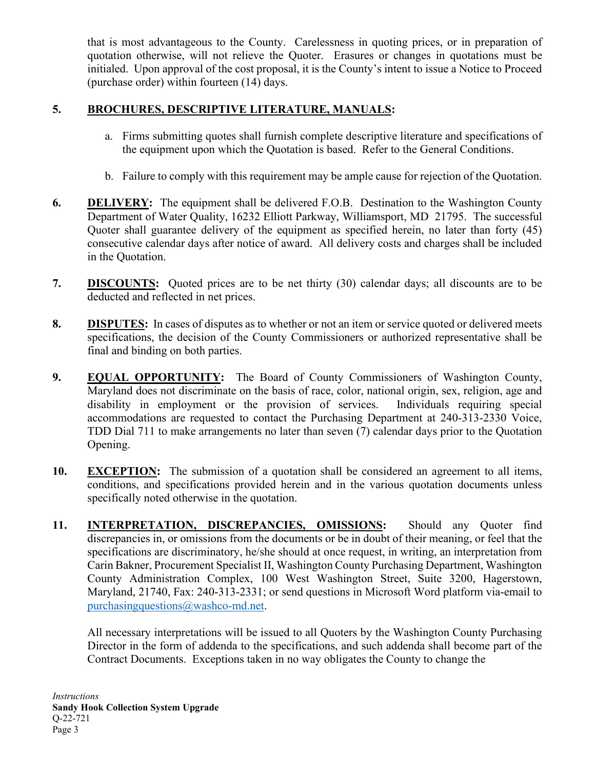that is most advantageous to the County. Carelessness in quoting prices, or in preparation of quotation otherwise, will not relieve the Quoter. Erasures or changes in quotations must be initialed. Upon approval of the cost proposal, it is the County's intent to issue a Notice to Proceed (purchase order) within fourteen (14) days.

**5. BROCHURES, DESCRIPTIVE LITERATURE, MANUALS:**

a. Firms submitting quotes shall furnish complete descriptive literature and specifications of the equipment upon which the Quotation is based. Refer to the General Conditions.

b. Failure to comply with this requirement may be ample cause for rejection of the Quotation.

**6. DELIVERY:** The equipment shall be delivered F.O.B. Destination to the Washington County Department of Water Quality, 16232 Elliott Parkway, Williamsport, MD 21795. The successful Quoter shall guarantee delivery of the equipment as specified herein, no later than forty (45) consecutive calendar days after notice of award. All delivery costs and charges shall be included in the Quotation.

**7. DISCOUNTS:** Quoted prices are to be net thirty (30) calendar days; all discounts are to be deducted and reflected in net prices.

**8. DISPUTES:** In cases of disputes as to whether or not an item or service quoted or delivered meets specifications, the decision of the County Commissioners or authorized representative shall be final and binding on both parties.

**9. EQUAL OPPORTUNITY:** The Board of County Commissioners of Washington County, Maryland does not discriminate on the basis of race, color, national origin, sex, religion, age and disability in employment or the provision of services. Individuals requiring special accommodations are requested to contact the Purchasing Department at 240-313-2330 Voice, TDD Dial 711 to make arrangements no later than seven (7) calendar days prior to the Quotation Opening.

**10. EXCEPTION:** The submission of a quotation shall be considered an agreement to all items, conditions, and specifications provided herein and in the various quotation documents unless specifically noted otherwise in the quotation.

**11. INTERPRETATION, DISCREPANCIES, OMISSIONS:** Should any Quoter find discrepancies in, or omissions from the documents or be in doubt of their meaning, or feel that the specifications are discriminatory, he/she should at once request, in writing, an interpretation from Carin Bakner, Procurement Specialist II, Washington County Purchasing Department, Washington County Administration Complex, 100 West Washington Street, Suite 3200, Hagerstown, Maryland, 21740, Fax: 240-313-2331; or send questions in Microsoft Word platform via-email to purchasingquestions@washco-md.net.

All necessary interpretations will be issued to all Quoters by the Washington County Purchasing Director in the form of addenda to the specifications, and such addenda shall become part of the Contract Documents. Exceptions taken in no way obligates the County to change the

*Instructions*
**Sandy Hook Collection System Upgrade**
Q-22-721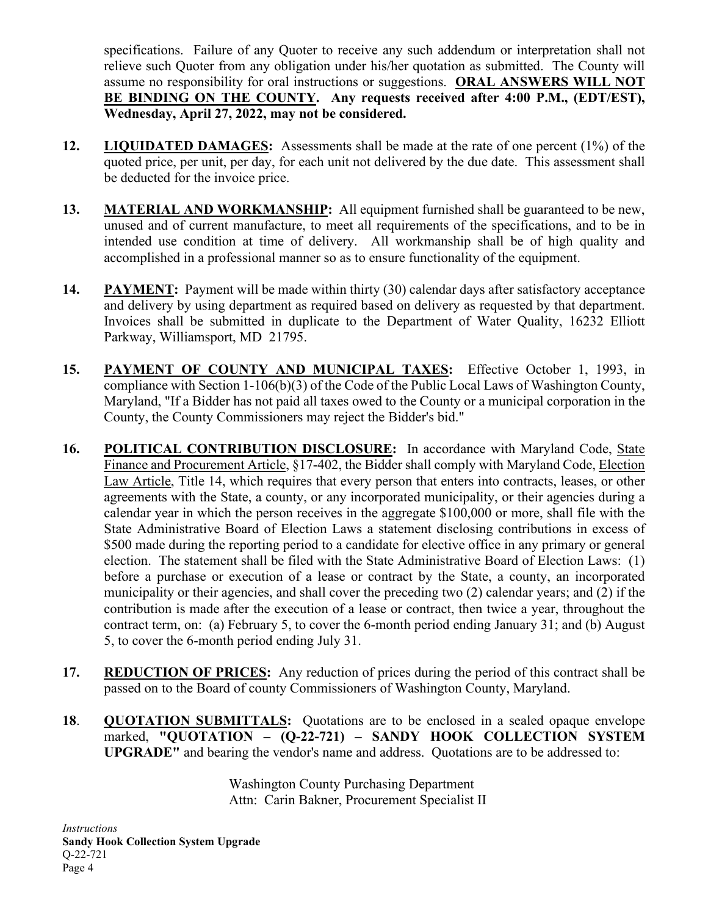specifications. Failure of any Quoter to receive any such addendum or interpretation shall not relieve such Quoter from any obligation under his/her quotation as submitted. The County will assume no responsibility for oral instructions or suggestions. **<u>ORAL ANSWERS WILL NOT BE BINDING ON THE COUNTY</u>. Any requests received after 4:00 P.M., (EDT/EST), Wednesday, April 27, 2022, may not be considered.**

**12.** **<u>LIQUIDATED DAMAGES</u>:** Assessments shall be made at the rate of one percent (1%) of the quoted price, per unit, per day, for each unit not delivered by the due date. This assessment shall be deducted for the invoice price.

**13.** **<u>MATERIAL AND WORKMANSHIP</u>:** All equipment furnished shall be guaranteed to be new, unused and of current manufacture, to meet all requirements of the specifications, and to be in intended use condition at time of delivery. All workmanship shall be of high quality and accomplished in a professional manner so as to ensure functionality of the equipment.

**14.** **<u>PAYMENT</u>:** Payment will be made within thirty (30) calendar days after satisfactory acceptance and delivery by using department as required based on delivery as requested by that department. Invoices shall be submitted in duplicate to the Department of Water Quality, 16232 Elliott Parkway, Williamsport, MD 21795.

**15.** **<u>PAYMENT OF COUNTY AND MUNICIPAL TAXES</u>:** Effective October 1, 1993, in compliance with Section 1-106(b)(3) of the Code of the Public Local Laws of Washington County, Maryland, "If a Bidder has not paid all taxes owed to the County or a municipal corporation in the County, the County Commissioners may reject the Bidder's bid."

**16.** **<u>POLITICAL CONTRIBUTION DISCLOSURE</u>:** In accordance with Maryland Code, <u>State Finance and Procurement Article</u>, §17-402, the Bidder shall comply with Maryland Code, <u>Election Law Article</u>, Title 14, which requires that every person that enters into contracts, leases, or other agreements with the State, a county, or any incorporated municipality, or their agencies during a calendar year in which the person receives in the aggregate $100,000 or more, shall file with the State Administrative Board of Election Laws a statement disclosing contributions in excess of $500 made during the reporting period to a candidate for elective office in any primary or general election. The statement shall be filed with the State Administrative Board of Election Laws: (1) before a purchase or execution of a lease or contract by the State, a county, an incorporated municipality or their agencies, and shall cover the preceding two (2) calendar years; and (2) if the contribution is made after the execution of a lease or contract, then twice a year, throughout the contract term, on: (a) February 5, to cover the 6-month period ending January 31; and (b) August 5, to cover the 6-month period ending July 31.

**17.** **<u>REDUCTION OF PRICES</u>:** Any reduction of prices during the period of this contract shall be passed on to the Board of county Commissioners of Washington County, Maryland.

**18**. **<u>QUOTATION SUBMITTALS</u>:** Quotations are to be enclosed in a sealed opaque envelope marked, **"QUOTATION – (Q-22-721) – SANDY HOOK COLLECTION SYSTEM UPGRADE"** and bearing the vendor's name and address. Quotations are to be addressed to:

Washington County Purchasing Department
Attn: Carin Bakner, Procurement Specialist II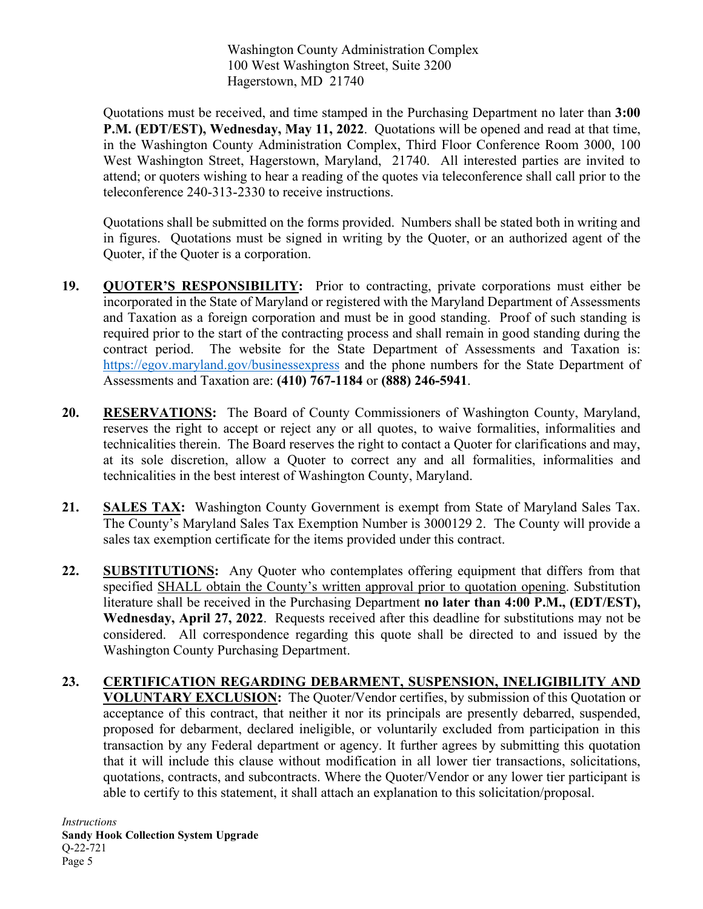Washington County Administration Complex
100 West Washington Street, Suite 3200
Hagerstown, MD 21740

Quotations must be received, and time stamped in the Purchasing Department no later than **3:00 P.M. (EDT/EST), Wednesday, May 11, 2022**. Quotations will be opened and read at that time, in the Washington County Administration Complex, Third Floor Conference Room 3000, 100 West Washington Street, Hagerstown, Maryland, 21740. All interested parties are invited to attend; or quoters wishing to hear a reading of the quotes via teleconference shall call prior to the teleconference 240-313-2330 to receive instructions.

Quotations shall be submitted on the forms provided. Numbers shall be stated both in writing and in figures. Quotations must be signed in writing by the Quoter, or an authorized agent of the Quoter, if the Quoter is a corporation.

**19. QUOTER'S RESPONSIBILITY:** Prior to contracting, private corporations must either be incorporated in the State of Maryland or registered with the Maryland Department of Assessments and Taxation as a foreign corporation and must be in good standing. Proof of such standing is required prior to the start of the contracting process and shall remain in good standing during the contract period. The website for the State Department of Assessments and Taxation is: https://egov.maryland.gov/businessexpress and the phone numbers for the State Department of Assessments and Taxation are: **(410) 767-1184** or **(888) 246-5941**.

**20. RESERVATIONS:** The Board of County Commissioners of Washington County, Maryland, reserves the right to accept or reject any or all quotes, to waive formalities, informalities and technicalities therein. The Board reserves the right to contact a Quoter for clarifications and may, at its sole discretion, allow a Quoter to correct any and all formalities, informalities and technicalities in the best interest of Washington County, Maryland.

**21. SALES TAX:** Washington County Government is exempt from State of Maryland Sales Tax. The County's Maryland Sales Tax Exemption Number is 3000129 2. The County will provide a sales tax exemption certificate for the items provided under this contract.

**22. SUBSTITUTIONS:** Any Quoter who contemplates offering equipment that differs from that specified SHALL obtain the County's written approval prior to quotation opening. Substitution literature shall be received in the Purchasing Department **no later than 4:00 P.M., (EDT/EST), Wednesday, April 27, 2022**. Requests received after this deadline for substitutions may not be considered. All correspondence regarding this quote shall be directed to and issued by the Washington County Purchasing Department.

**23. CERTIFICATION REGARDING DEBARMENT, SUSPENSION, INELIGIBILITY AND VOLUNTARY EXCLUSION:** The Quoter/Vendor certifies, by submission of this Quotation or acceptance of this contract, that neither it nor its principals are presently debarred, suspended, proposed for debarment, declared ineligible, or voluntarily excluded from participation in this transaction by any Federal department or agency. It further agrees by submitting this quotation that it will include this clause without modification in all lower tier transactions, solicitations, quotations, contracts, and subcontracts. Where the Quoter/Vendor or any lower tier participant is able to certify to this statement, it shall attach an explanation to this solicitation/proposal.

*Instructions*
**Sandy Hook Collection System Upgrade**
Q-22-721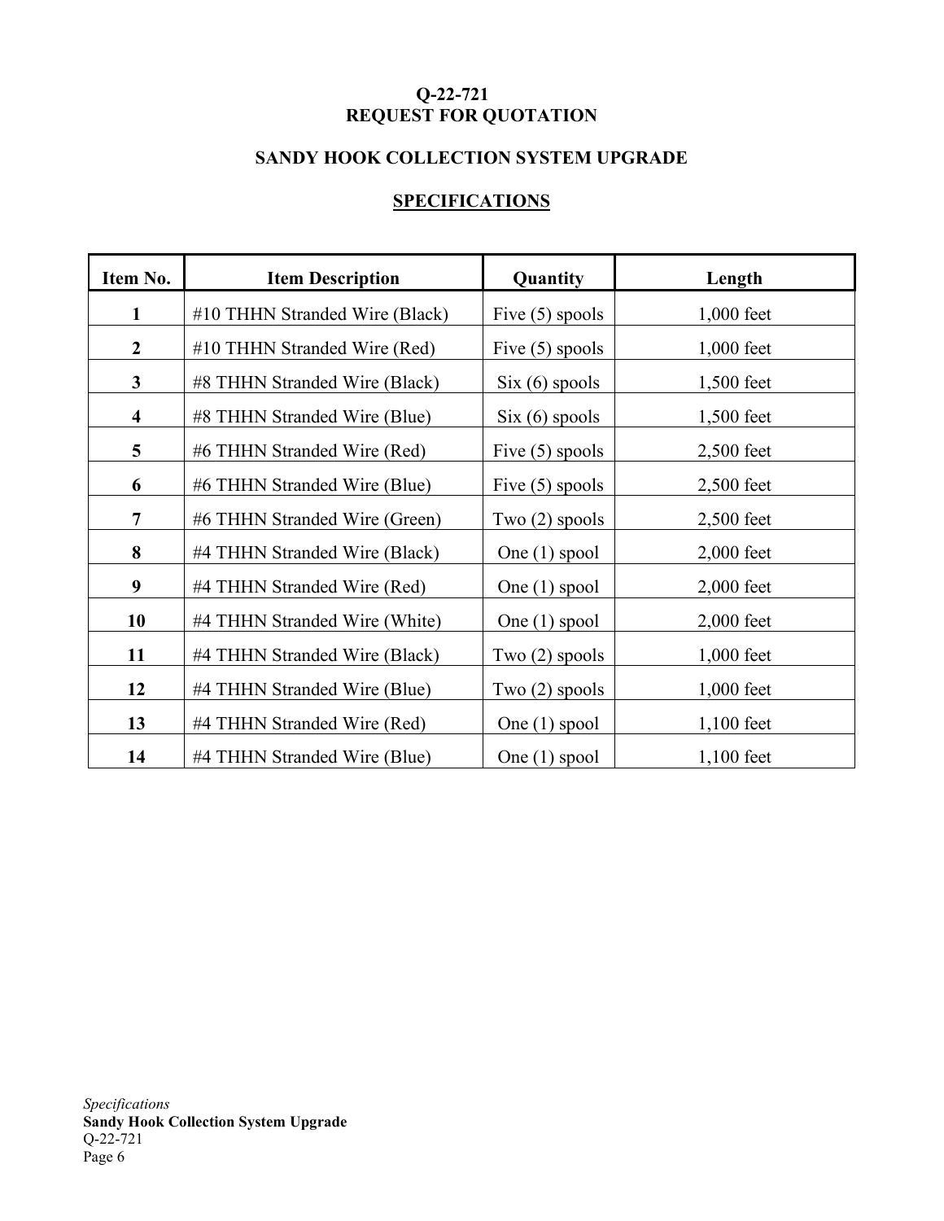**Q-22-721**
**REQUEST FOR QUOTATION**

**SANDY HOOK COLLECTION SYSTEM UPGRADE**

**SPECIFICATIONS**

| Item No. | Item Description | Quantity | Length |
|---|---|---|---|
| **1** | #10 THHN Stranded Wire (Black) | Five (5) spools | 1,000 feet |
| **2** | #10 THHN Stranded Wire (Red) | Five (5) spools | 1,000 feet |
| **3** | #8 THHN Stranded Wire (Black) | Six (6) spools | 1,500 feet |
| **4** | #8 THHN Stranded Wire (Blue) | Six (6) spools | 1,500 feet |
| **5** | #6 THHN Stranded Wire (Red) | Five (5) spools | 2,500 feet |
| **6** | #6 THHN Stranded Wire (Blue) | Five (5) spools | 2,500 feet |
| **7** | #6 THHN Stranded Wire (Green) | Two (2) spools | 2,500 feet |
| **8** | #4 THHN Stranded Wire (Black) | One (1) spool | 2,000 feet |
| **9** | #4 THHN Stranded Wire (Red) | One (1) spool | 2,000 feet |
| **10** | #4 THHN Stranded Wire (White) | One (1) spool | 2,000 feet |
| **11** | #4 THHN Stranded Wire (Black) | Two (2) spools | 1,000 feet |
| **12** | #4 THHN Stranded Wire (Blue) | Two (2) spools | 1,000 feet |
| **13** | #4 THHN Stranded Wire (Red) | One (1) spool | 1,100 feet |
| **14** | #4 THHN Stranded Wire (Blue) | One (1) spool | 1,100 feet |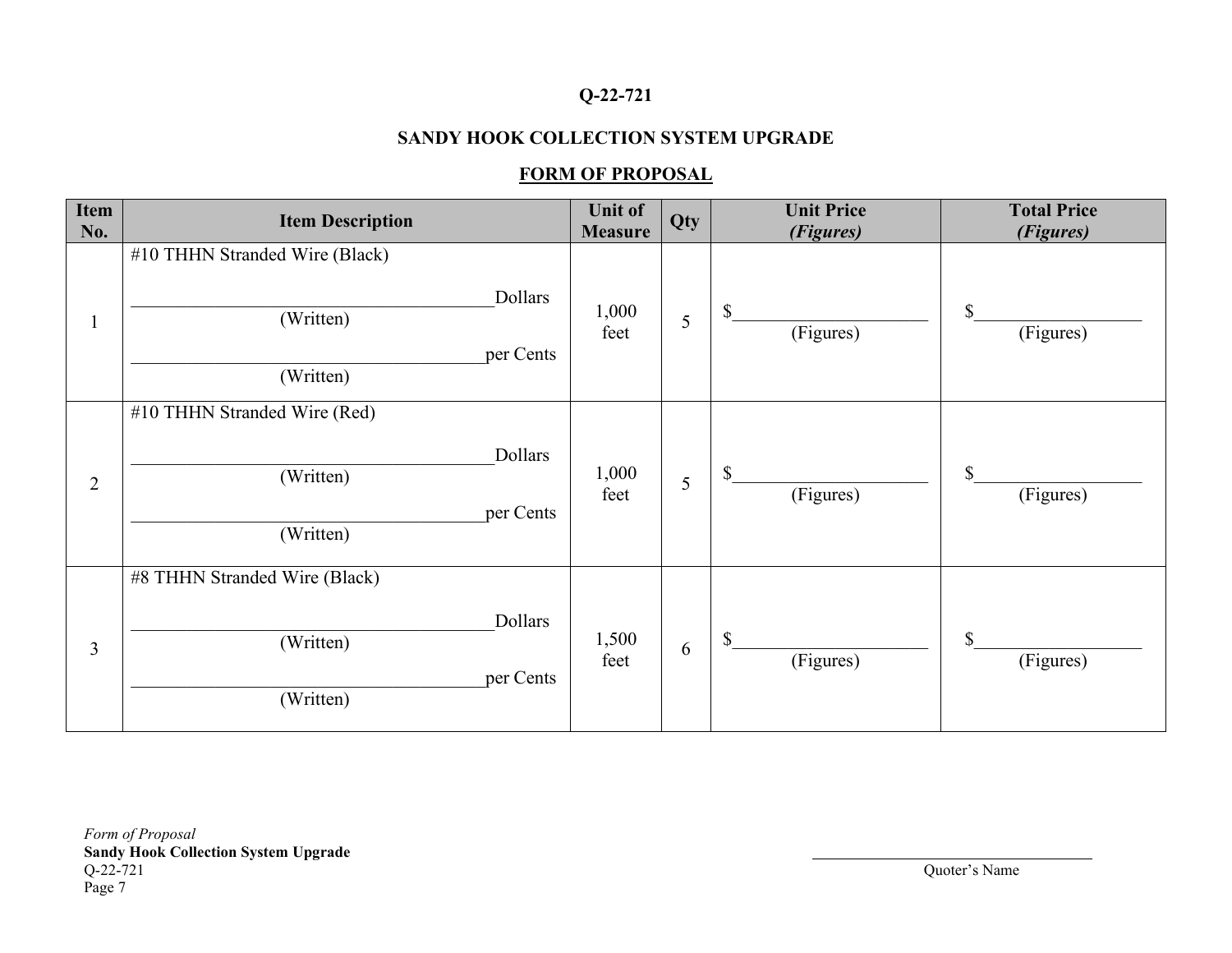**Q-22-721**

**SANDY HOOK COLLECTION SYSTEM UPGRADE**

**FORM OF PROPOSAL**

| Item No. | Item Description | Unit of Measure | Qty | Unit Price *(Figures)* | Total Price *(Figures)* |
|---|---|---|---|---|---|
| 1 | #10 THHN Stranded Wire (Black)<br><br>________________________Dollars<br>(Written)<br><br>________________________per Cents<br>(Written) | 1,000 feet | 5 | $____________<br>(Figures) | $____________<br>(Figures) |
| 2 | #10 THHN Stranded Wire (Red)<br><br>________________________Dollars<br>(Written)<br><br>________________________per Cents<br>(Written) | 1,000 feet | 5 | $____________<br>(Figures) | $____________<br>(Figures) |
| 3 | #8 THHN Stranded Wire (Black)<br><br>________________________Dollars<br>(Written)<br><br>________________________per Cents<br>(Written) | 1,500 feet | 6 | $____________<br>(Figures) | $____________<br>(Figures) |

*Form of Proposal*
**Sandy Hook Collection System Upgrade**
Q-22-721

______________________________
Quoter's Name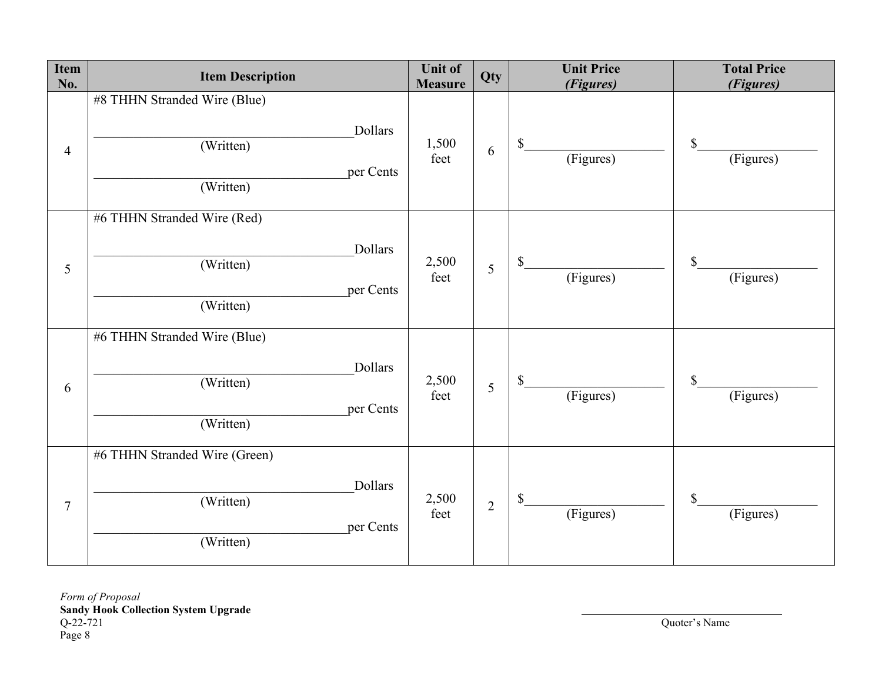| Item No. | Item Description | Unit of Measure | Qty | Unit Price *(Figures)* | Total Price *(Figures)* |
|---|---|---|---|---|---|
| 4 | #8 THHN Stranded Wire (Blue)<br><br>_______________________________Dollars<br>(Written)<br>_______________________________per Cents<br>(Written) | 1,500 feet | 6 | $__________________<br>(Figures) | $__________________<br>(Figures) |
| 5 | #6 THHN Stranded Wire (Red)<br><br>_______________________________Dollars<br>(Written)<br>_______________________________per Cents<br>(Written) | 2,500 feet | 5 | $__________________<br>(Figures) | $__________________<br>(Figures) |
| 6 | #6 THHN Stranded Wire (Blue)<br><br>_______________________________Dollars<br>(Written)<br>_______________________________per Cents<br>(Written) | 2,500 feet | 5 | $__________________<br>(Figures) | $__________________<br>(Figures) |
| 7 | #6 THHN Stranded Wire (Green)<br><br>_______________________________Dollars<br>(Written)<br>_______________________________per Cents<br>(Written) | 2,500 feet | 2 | $__________________<br>(Figures) | $__________________<br>(Figures) |

*Form of Proposal*
**Sandy Hook Collection System Upgrade**
Q-22-721

_______________________________
Quoter's Name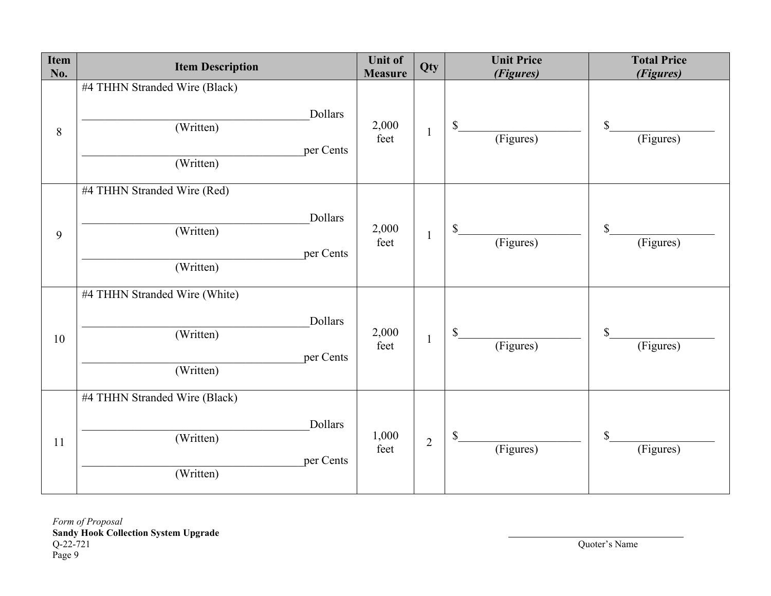| Item No. | Item Description | Unit of Measure | Qty | Unit Price *(Figures)* | Total Price *(Figures)* |
|---|---|---|---|---|---|
| 8 | #4 THHN Stranded Wire (Black)<br><br>________________________________________Dollars<br>(Written)<br>________________________________________per Cents<br>(Written) | 2,000 feet | 1 | $____________________<br>(Figures) | $__________________<br>(Figures) |
| 9 | #4 THHN Stranded Wire (Red)<br><br>________________________________________Dollars<br>(Written)<br>________________________________________per Cents<br>(Written) | 2,000 feet | 1 | $____________________<br>(Figures) | $__________________<br>(Figures) |
| 10 | #4 THHN Stranded Wire (White)<br><br>________________________________________Dollars<br>(Written)<br>________________________________________per Cents<br>(Written) | 2,000 feet | 1 | $____________________<br>(Figures) | $__________________<br>(Figures) |
| 11 | #4 THHN Stranded Wire (Black)<br><br>________________________________________Dollars<br>(Written)<br>________________________________________per Cents<br>(Written) | 1,000 feet | 2 | $____________________<br>(Figures) | $__________________<br>(Figures) |

*Form of Proposal*
**Sandy Hook Collection System Upgrade**
Q-22-721

________________________________________
Quoter's Name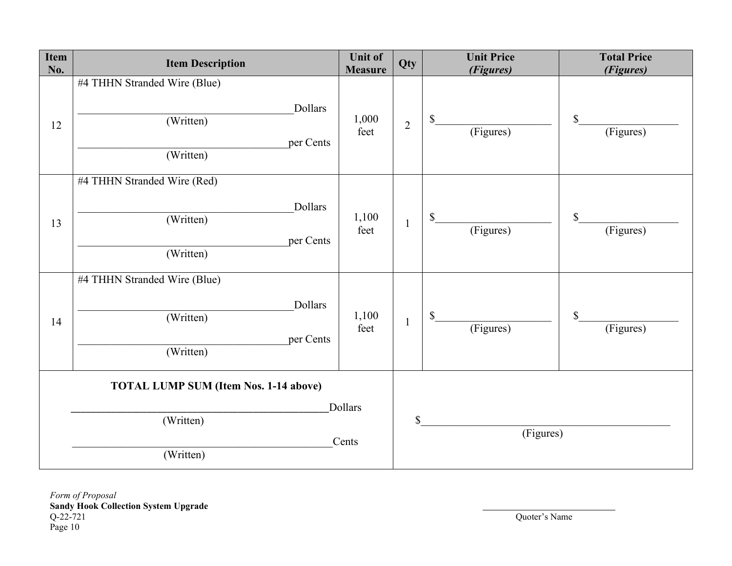| Item No. | Item Description | Unit of Measure | Qty | Unit Price *(Figures)* | Total Price *(Figures)* |
|---|---|---|---|---|---|
| 12 | #4 THHN Stranded Wire (Blue)<br><br>_______________________Dollars<br>(Written)<br><br>_______________________per Cents<br>(Written) | 1,000 feet | 2 | $____________<br>(Figures) | $____________<br>(Figures) |
| 13 | #4 THHN Stranded Wire (Red)<br><br>_______________________Dollars<br>(Written)<br><br>_______________________per Cents<br>(Written) | 1,100 feet | 1 | $____________<br>(Figures) | $____________<br>(Figures) |
| 14 | #4 THHN Stranded Wire (Blue)<br><br>_______________________Dollars<br>(Written)<br><br>_______________________per Cents<br>(Written) | 1,100 feet | 1 | $____________<br>(Figures) | $____________<br>(Figures) |
| **TOTAL LUMP SUM (Item Nos. 1-14 above)**<br><br>_______________________Dollars<br>(Written)<br><br>_______________________Cents<br>(Written) | | | $____________________________<br>(Figures) | | |

*Form of Proposal*
**Sandy Hook Collection System Upgrade**
Q-22-721

_________________________
Quoter's Name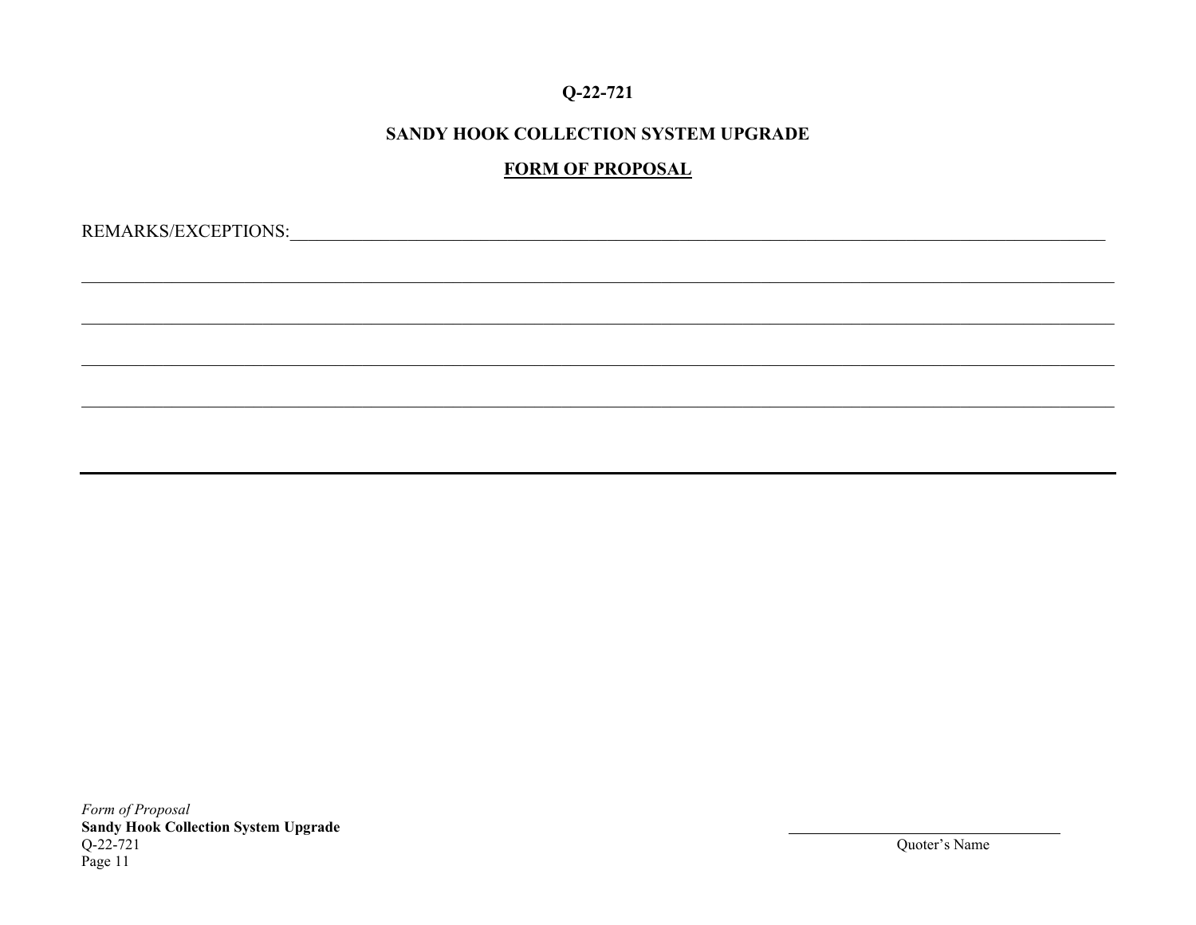**Q-22-721**

**SANDY HOOK COLLECTION SYSTEM UPGRADE**

**FORM OF PROPOSAL**

REMARKS/EXCEPTIONS:\_\_\_\_\_\_\_\_\_\_\_\_\_\_\_\_\_\_\_\_\_\_\_\_\_\_\_\_\_\_\_\_\_\_\_\_\_\_\_\_\_\_\_\_\_\_\_\_\_\_\_\_\_\_\_\_\_\_\_\_\_\_\_\_\_\_\_\_\_\_\_\_

\_\_\_\_\_\_\_\_\_\_\_\_\_\_\_\_\_\_\_\_\_\_\_\_\_\_\_\_\_\_\_\_\_\_\_\_\_\_\_\_\_\_\_\_\_\_\_\_\_\_\_\_\_\_\_\_\_\_\_\_\_\_\_\_\_\_\_\_\_\_\_\_\_\_\_\_\_\_\_\_\_\_\_\_\_\_\_\_

\_\_\_\_\_\_\_\_\_\_\_\_\_\_\_\_\_\_\_\_\_\_\_\_\_\_\_\_\_\_\_\_\_\_\_\_\_\_\_\_\_\_\_\_\_\_\_\_\_\_\_\_\_\_\_\_\_\_\_\_\_\_\_\_\_\_\_\_\_\_\_\_\_\_\_\_\_\_\_\_\_\_\_\_\_\_\_\_

\_\_\_\_\_\_\_\_\_\_\_\_\_\_\_\_\_\_\_\_\_\_\_\_\_\_\_\_\_\_\_\_\_\_\_\_\_\_\_\_\_\_\_\_\_\_\_\_\_\_\_\_\_\_\_\_\_\_\_\_\_\_\_\_\_\_\_\_\_\_\_\_\_\_\_\_\_\_\_\_\_\_\_\_\_\_\_\_

\_\_\_\_\_\_\_\_\_\_\_\_\_\_\_\_\_\_\_\_\_\_\_\_\_\_\_\_\_\_\_\_\_\_\_\_\_\_\_\_\_\_\_\_\_\_\_\_\_\_\_\_\_\_\_\_\_\_\_\_\_\_\_\_\_\_\_\_\_\_\_\_\_\_\_\_\_\_\_\_\_\_\_\_\_\_\_\_

\_\_\_\_\_\_\_\_\_\_\_\_\_\_\_\_\_\_\_\_\_\_\_\_\_\_\_\_\_\_\_\_\_\_\_\_
Quoter's Name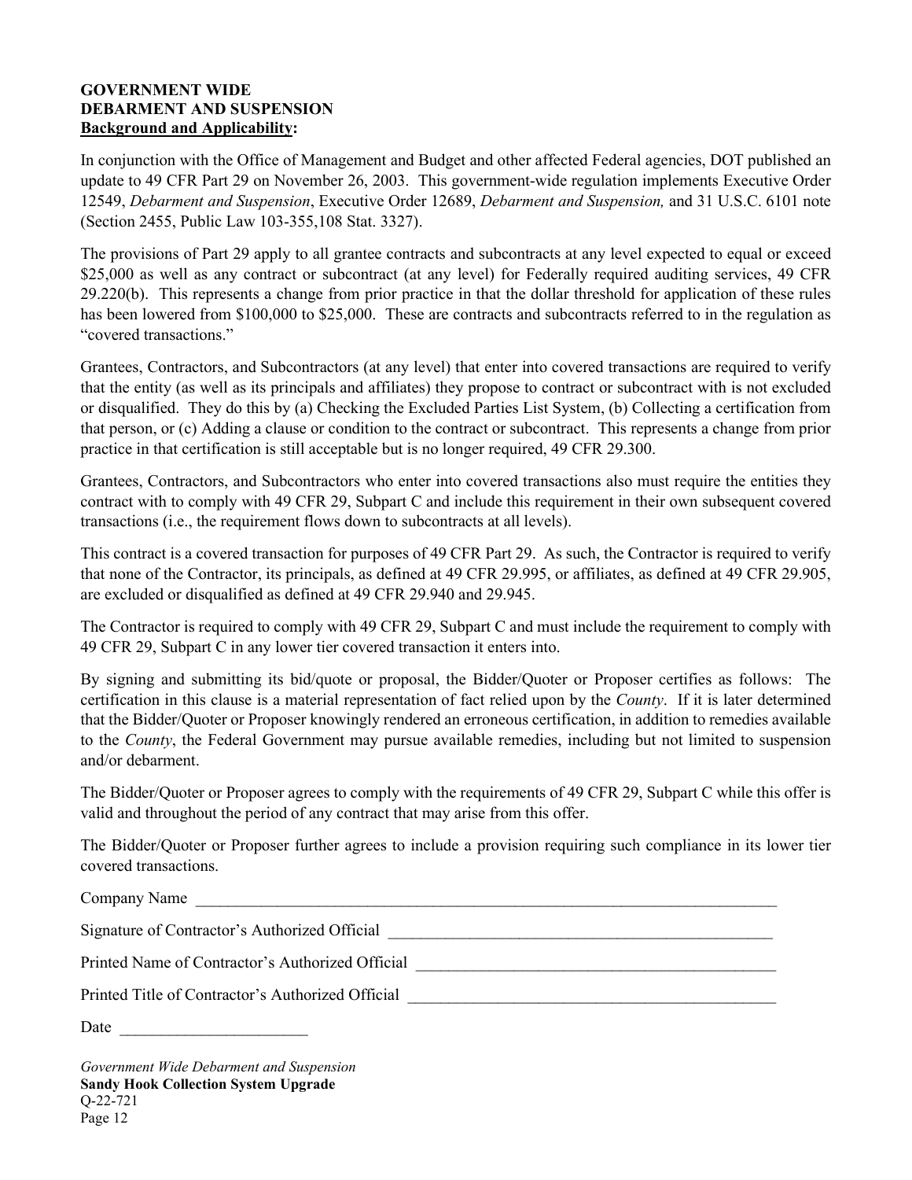**GOVERNMENT WIDE**
**DEBARMENT AND SUSPENSION**
**Background and Applicability:**

In conjunction with the Office of Management and Budget and other affected Federal agencies, DOT published an update to 49 CFR Part 29 on November 26, 2003. This government-wide regulation implements Executive Order 12549, *Debarment and Suspension*, Executive Order 12689, *Debarment and Suspension,* and 31 U.S.C. 6101 note (Section 2455, Public Law 103-355,108 Stat. 3327).

The provisions of Part 29 apply to all grantee contracts and subcontracts at any level expected to equal or exceed $25,000 as well as any contract or subcontract (at any level) for Federally required auditing services, 49 CFR 29.220(b). This represents a change from prior practice in that the dollar threshold for application of these rules has been lowered from $100,000 to $25,000. These are contracts and subcontracts referred to in the regulation as "covered transactions."

Grantees, Contractors, and Subcontractors (at any level) that enter into covered transactions are required to verify that the entity (as well as its principals and affiliates) they propose to contract or subcontract with is not excluded or disqualified. They do this by (a) Checking the Excluded Parties List System, (b) Collecting a certification from that person, or (c) Adding a clause or condition to the contract or subcontract. This represents a change from prior practice in that certification is still acceptable but is no longer required, 49 CFR 29.300.

Grantees, Contractors, and Subcontractors who enter into covered transactions also must require the entities they contract with to comply with 49 CFR 29, Subpart C and include this requirement in their own subsequent covered transactions (i.e., the requirement flows down to subcontracts at all levels).

This contract is a covered transaction for purposes of 49 CFR Part 29. As such, the Contractor is required to verify that none of the Contractor, its principals, as defined at 49 CFR 29.995, or affiliates, as defined at 49 CFR 29.905, are excluded or disqualified as defined at 49 CFR 29.940 and 29.945.

The Contractor is required to comply with 49 CFR 29, Subpart C and must include the requirement to comply with 49 CFR 29, Subpart C in any lower tier covered transaction it enters into.

By signing and submitting its bid/quote or proposal, the Bidder/Quoter or Proposer certifies as follows: The certification in this clause is a material representation of fact relied upon by the *County*. If it is later determined that the Bidder/Quoter or Proposer knowingly rendered an erroneous certification, in addition to remedies available to the *County*, the Federal Government may pursue available remedies, including but not limited to suspension and/or debarment.

The Bidder/Quoter or Proposer agrees to comply with the requirements of 49 CFR 29, Subpart C while this offer is valid and throughout the period of any contract that may arise from this offer.

The Bidder/Quoter or Proposer further agrees to include a provision requiring such compliance in its lower tier covered transactions.

Company Name \_\_\_\_\_\_\_\_\_\_\_\_\_\_\_\_\_\_\_\_\_\_\_\_\_\_\_\_\_\_\_\_\_\_\_\_\_\_\_\_\_\_\_\_\_\_\_\_

Signature of Contractor's Authorized Official \_\_\_\_\_\_\_\_\_\_\_\_\_\_\_\_\_\_\_\_\_\_\_\_\_\_\_\_\_\_\_\_

Printed Name of Contractor's Authorized Official \_\_\_\_\_\_\_\_\_\_\_\_\_\_\_\_\_\_\_\_\_\_\_\_\_\_\_\_\_\_

Printed Title of Contractor's Authorized Official \_\_\_\_\_\_\_\_\_\_\_\_\_\_\_\_\_\_\_\_\_\_\_\_\_\_\_\_\_\_

Date \_\_\_\_\_\_\_\_\_\_\_\_\_\_\_\_\_\_\_\_\_\_\_